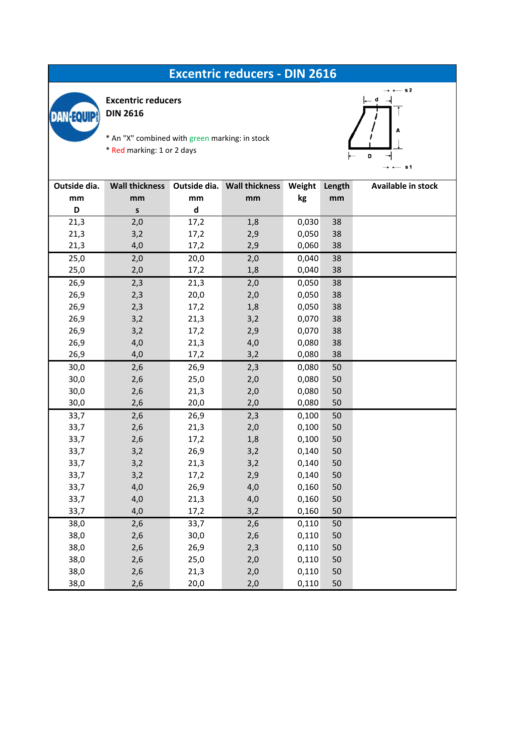# Excentric reducers - DIN 2616

**Excentric reducers**
**DIN 2616**

* An "X" combined with green marking: in stock
* Red marking: 1 or 2 days

| Outside dia. mm D | Wall thickness mm s | Outside dia. mm d | Wall thickness mm | Weight kg | Length mm | Available in stock |
|---|---|---|---|---|---|---|
| 21,3 | 2,0 | 17,2 | 1,8 | 0,030 | 38 | |
| 21,3 | 3,2 | 17,2 | 2,9 | 0,050 | 38 | |
| 21,3 | 4,0 | 17,2 | 2,9 | 0,060 | 38 | |
| 25,0 | 2,0 | 20,0 | 2,0 | 0,040 | 38 | |
| 25,0 | 2,0 | 17,2 | 1,8 | 0,040 | 38 | |
| 26,9 | 2,3 | 21,3 | 2,0 | 0,050 | 38 | |
| 26,9 | 2,3 | 20,0 | 2,0 | 0,050 | 38 | |
| 26,9 | 2,3 | 17,2 | 1,8 | 0,050 | 38 | |
| 26,9 | 3,2 | 21,3 | 3,2 | 0,070 | 38 | |
| 26,9 | 3,2 | 17,2 | 2,9 | 0,070 | 38 | |
| 26,9 | 4,0 | 21,3 | 4,0 | 0,080 | 38 | |
| 26,9 | 4,0 | 17,2 | 3,2 | 0,080 | 38 | |
| 30,0 | 2,6 | 26,9 | 2,3 | 0,080 | 50 | |
| 30,0 | 2,6 | 25,0 | 2,0 | 0,080 | 50 | |
| 30,0 | 2,6 | 21,3 | 2,0 | 0,080 | 50 | |
| 30,0 | 2,6 | 20,0 | 2,0 | 0,080 | 50 | |
| 33,7 | 2,6 | 26,9 | 2,3 | 0,100 | 50 | |
| 33,7 | 2,6 | 21,3 | 2,0 | 0,100 | 50 | |
| 33,7 | 2,6 | 17,2 | 1,8 | 0,100 | 50 | |
| 33,7 | 3,2 | 26,9 | 3,2 | 0,140 | 50 | |
| 33,7 | 3,2 | 21,3 | 3,2 | 0,140 | 50 | |
| 33,7 | 3,2 | 17,2 | 2,9 | 0,140 | 50 | |
| 33,7 | 4,0 | 26,9 | 4,0 | 0,160 | 50 | |
| 33,7 | 4,0 | 21,3 | 4,0 | 0,160 | 50 | |
| 33,7 | 4,0 | 17,2 | 3,2 | 0,160 | 50 | |
| 38,0 | 2,6 | 33,7 | 2,6 | 0,110 | 50 | |
| 38,0 | 2,6 | 30,0 | 2,6 | 0,110 | 50 | |
| 38,0 | 2,6 | 26,9 | 2,3 | 0,110 | 50 | |
| 38,0 | 2,6 | 25,0 | 2,0 | 0,110 | 50 | |
| 38,0 | 2,6 | 21,3 | 2,0 | 0,110 | 50 | |
| 38,0 | 2,6 | 20,0 | 2,0 | 0,110 | 50 | |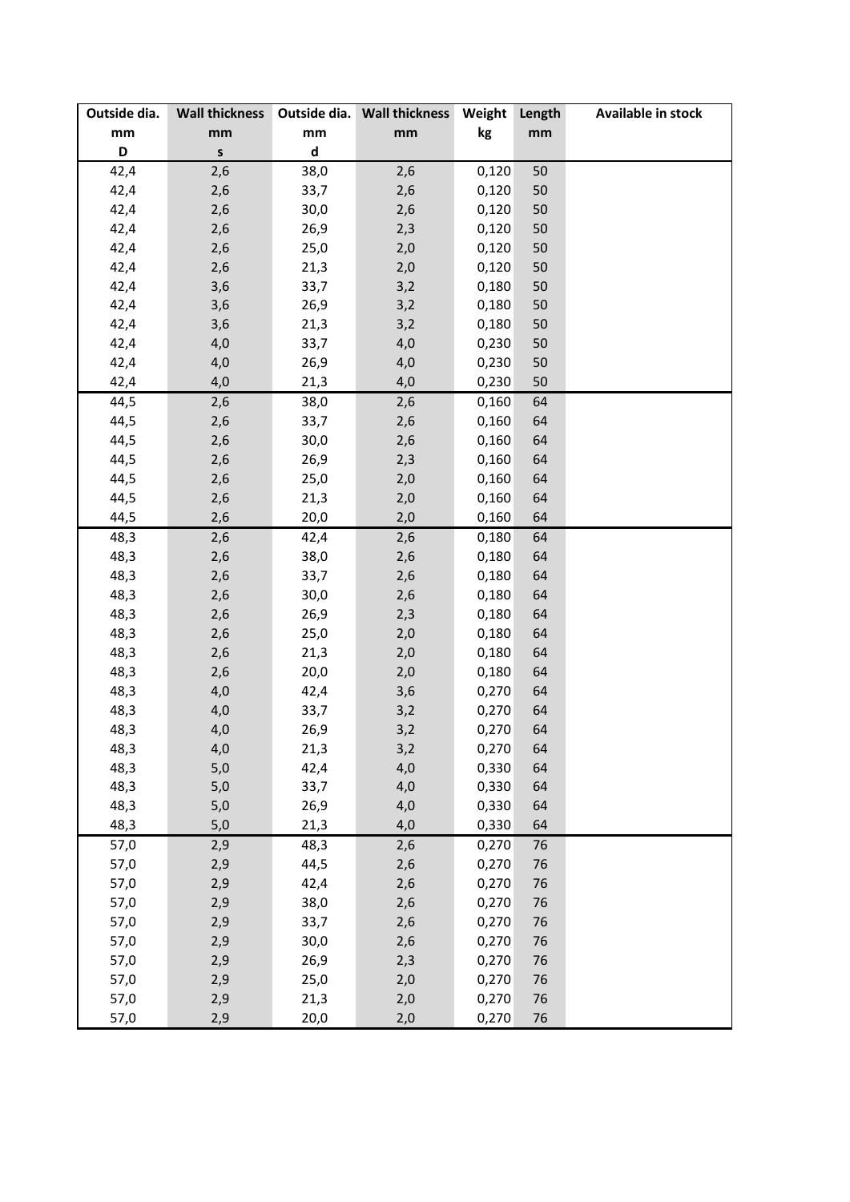| Outside dia. mm D | Wall thickness mm s | Outside dia. mm d | Wall thickness mm | Weight kg | Length mm | Available in stock |
|---|---|---|---|---|---|---|
| 42,4 | 2,6 | 38,0 | 2,6 | 0,120 | 50 | |
| 42,4 | 2,6 | 33,7 | 2,6 | 0,120 | 50 | |
| 42,4 | 2,6 | 30,0 | 2,6 | 0,120 | 50 | |
| 42,4 | 2,6 | 26,9 | 2,3 | 0,120 | 50 | |
| 42,4 | 2,6 | 25,0 | 2,0 | 0,120 | 50 | |
| 42,4 | 2,6 | 21,3 | 2,0 | 0,120 | 50 | |
| 42,4 | 3,6 | 33,7 | 3,2 | 0,180 | 50 | |
| 42,4 | 3,6 | 26,9 | 3,2 | 0,180 | 50 | |
| 42,4 | 3,6 | 21,3 | 3,2 | 0,180 | 50 | |
| 42,4 | 4,0 | 33,7 | 4,0 | 0,230 | 50 | |
| 42,4 | 4,0 | 26,9 | 4,0 | 0,230 | 50 | |
| 42,4 | 4,0 | 21,3 | 4,0 | 0,230 | 50 | |
| 44,5 | 2,6 | 38,0 | 2,6 | 0,160 | 64 | |
| 44,5 | 2,6 | 33,7 | 2,6 | 0,160 | 64 | |
| 44,5 | 2,6 | 30,0 | 2,6 | 0,160 | 64 | |
| 44,5 | 2,6 | 26,9 | 2,3 | 0,160 | 64 | |
| 44,5 | 2,6 | 25,0 | 2,0 | 0,160 | 64 | |
| 44,5 | 2,6 | 21,3 | 2,0 | 0,160 | 64 | |
| 44,5 | 2,6 | 20,0 | 2,0 | 0,160 | 64 | |
| 48,3 | 2,6 | 42,4 | 2,6 | 0,180 | 64 | |
| 48,3 | 2,6 | 38,0 | 2,6 | 0,180 | 64 | |
| 48,3 | 2,6 | 33,7 | 2,6 | 0,180 | 64 | |
| 48,3 | 2,6 | 30,0 | 2,6 | 0,180 | 64 | |
| 48,3 | 2,6 | 26,9 | 2,3 | 0,180 | 64 | |
| 48,3 | 2,6 | 25,0 | 2,0 | 0,180 | 64 | |
| 48,3 | 2,6 | 21,3 | 2,0 | 0,180 | 64 | |
| 48,3 | 2,6 | 20,0 | 2,0 | 0,180 | 64 | |
| 48,3 | 4,0 | 42,4 | 3,6 | 0,270 | 64 | |
| 48,3 | 4,0 | 33,7 | 3,2 | 0,270 | 64 | |
| 48,3 | 4,0 | 26,9 | 3,2 | 0,270 | 64 | |
| 48,3 | 4,0 | 21,3 | 3,2 | 0,270 | 64 | |
| 48,3 | 5,0 | 42,4 | 4,0 | 0,330 | 64 | |
| 48,3 | 5,0 | 33,7 | 4,0 | 0,330 | 64 | |
| 48,3 | 5,0 | 26,9 | 4,0 | 0,330 | 64 | |
| 48,3 | 5,0 | 21,3 | 4,0 | 0,330 | 64 | |
| 57,0 | 2,9 | 48,3 | 2,6 | 0,270 | 76 | |
| 57,0 | 2,9 | 44,5 | 2,6 | 0,270 | 76 | |
| 57,0 | 2,9 | 42,4 | 2,6 | 0,270 | 76 | |
| 57,0 | 2,9 | 38,0 | 2,6 | 0,270 | 76 | |
| 57,0 | 2,9 | 33,7 | 2,6 | 0,270 | 76 | |
| 57,0 | 2,9 | 30,0 | 2,6 | 0,270 | 76 | |
| 57,0 | 2,9 | 26,9 | 2,3 | 0,270 | 76 | |
| 57,0 | 2,9 | 25,0 | 2,0 | 0,270 | 76 | |
| 57,0 | 2,9 | 21,3 | 2,0 | 0,270 | 76 | |
| 57,0 | 2,9 | 20,0 | 2,0 | 0,270 | 76 | |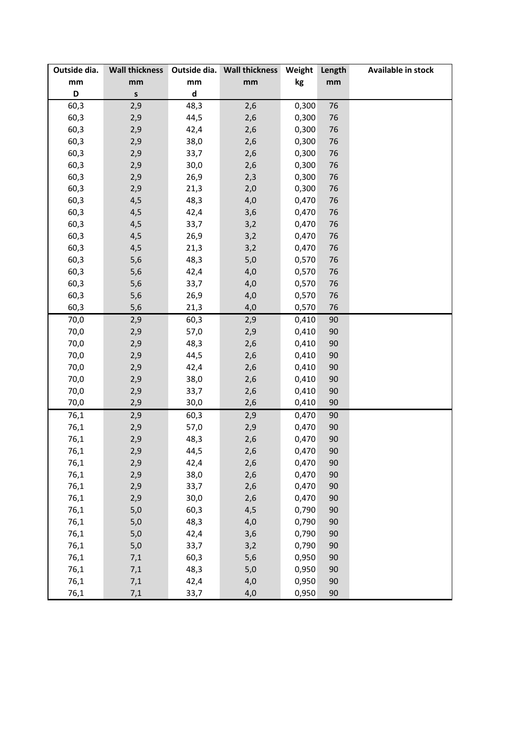| Outside dia. mm D | Wall thickness mm s | Outside dia. mm d | Wall thickness mm | Weight kg | Length mm | Available in stock |
|---|---|---|---|---|---|---|
| 60,3 | 2,9 | 48,3 | 2,6 | 0,300 | 76 | |
| 60,3 | 2,9 | 44,5 | 2,6 | 0,300 | 76 | |
| 60,3 | 2,9 | 42,4 | 2,6 | 0,300 | 76 | |
| 60,3 | 2,9 | 38,0 | 2,6 | 0,300 | 76 | |
| 60,3 | 2,9 | 33,7 | 2,6 | 0,300 | 76 | |
| 60,3 | 2,9 | 30,0 | 2,6 | 0,300 | 76 | |
| 60,3 | 2,9 | 26,9 | 2,3 | 0,300 | 76 | |
| 60,3 | 2,9 | 21,3 | 2,0 | 0,300 | 76 | |
| 60,3 | 4,5 | 48,3 | 4,0 | 0,470 | 76 | |
| 60,3 | 4,5 | 42,4 | 3,6 | 0,470 | 76 | |
| 60,3 | 4,5 | 33,7 | 3,2 | 0,470 | 76 | |
| 60,3 | 4,5 | 26,9 | 3,2 | 0,470 | 76 | |
| 60,3 | 4,5 | 21,3 | 3,2 | 0,470 | 76 | |
| 60,3 | 5,6 | 48,3 | 5,0 | 0,570 | 76 | |
| 60,3 | 5,6 | 42,4 | 4,0 | 0,570 | 76 | |
| 60,3 | 5,6 | 33,7 | 4,0 | 0,570 | 76 | |
| 60,3 | 5,6 | 26,9 | 4,0 | 0,570 | 76 | |
| 60,3 | 5,6 | 21,3 | 4,0 | 0,570 | 76 | |
| 70,0 | 2,9 | 60,3 | 2,9 | 0,410 | 90 | |
| 70,0 | 2,9 | 57,0 | 2,9 | 0,410 | 90 | |
| 70,0 | 2,9 | 48,3 | 2,6 | 0,410 | 90 | |
| 70,0 | 2,9 | 44,5 | 2,6 | 0,410 | 90 | |
| 70,0 | 2,9 | 42,4 | 2,6 | 0,410 | 90 | |
| 70,0 | 2,9 | 38,0 | 2,6 | 0,410 | 90 | |
| 70,0 | 2,9 | 33,7 | 2,6 | 0,410 | 90 | |
| 70,0 | 2,9 | 30,0 | 2,6 | 0,410 | 90 | |
| 76,1 | 2,9 | 60,3 | 2,9 | 0,470 | 90 | |
| 76,1 | 2,9 | 57,0 | 2,9 | 0,470 | 90 | |
| 76,1 | 2,9 | 48,3 | 2,6 | 0,470 | 90 | |
| 76,1 | 2,9 | 44,5 | 2,6 | 0,470 | 90 | |
| 76,1 | 2,9 | 42,4 | 2,6 | 0,470 | 90 | |
| 76,1 | 2,9 | 38,0 | 2,6 | 0,470 | 90 | |
| 76,1 | 2,9 | 33,7 | 2,6 | 0,470 | 90 | |
| 76,1 | 2,9 | 30,0 | 2,6 | 0,470 | 90 | |
| 76,1 | 5,0 | 60,3 | 4,5 | 0,790 | 90 | |
| 76,1 | 5,0 | 48,3 | 4,0 | 0,790 | 90 | |
| 76,1 | 5,0 | 42,4 | 3,6 | 0,790 | 90 | |
| 76,1 | 5,0 | 33,7 | 3,2 | 0,790 | 90 | |
| 76,1 | 7,1 | 60,3 | 5,6 | 0,950 | 90 | |
| 76,1 | 7,1 | 48,3 | 5,0 | 0,950 | 90 | |
| 76,1 | 7,1 | 42,4 | 4,0 | 0,950 | 90 | |
| 76,1 | 7,1 | 33,7 | 4,0 | 0,950 | 90 | |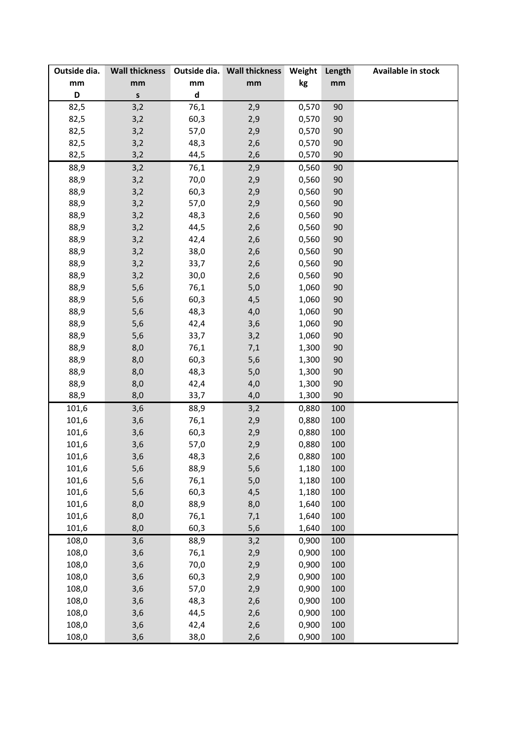| Outside dia. mm D | Wall thickness mm s | Outside dia. mm d | Wall thickness mm | Weight kg | Length mm | Available in stock |
|---|---|---|---|---|---|---|
| 82,5 | 3,2 | 76,1 | 2,9 | 0,570 | 90 | |
| 82,5 | 3,2 | 60,3 | 2,9 | 0,570 | 90 | |
| 82,5 | 3,2 | 57,0 | 2,9 | 0,570 | 90 | |
| 82,5 | 3,2 | 48,3 | 2,6 | 0,570 | 90 | |
| 82,5 | 3,2 | 44,5 | 2,6 | 0,570 | 90 | |
| 88,9 | 3,2 | 76,1 | 2,9 | 0,560 | 90 | |
| 88,9 | 3,2 | 70,0 | 2,9 | 0,560 | 90 | |
| 88,9 | 3,2 | 60,3 | 2,9 | 0,560 | 90 | |
| 88,9 | 3,2 | 57,0 | 2,9 | 0,560 | 90 | |
| 88,9 | 3,2 | 48,3 | 2,6 | 0,560 | 90 | |
| 88,9 | 3,2 | 44,5 | 2,6 | 0,560 | 90 | |
| 88,9 | 3,2 | 42,4 | 2,6 | 0,560 | 90 | |
| 88,9 | 3,2 | 38,0 | 2,6 | 0,560 | 90 | |
| 88,9 | 3,2 | 33,7 | 2,6 | 0,560 | 90 | |
| 88,9 | 3,2 | 30,0 | 2,6 | 0,560 | 90 | |
| 88,9 | 5,6 | 76,1 | 5,0 | 1,060 | 90 | |
| 88,9 | 5,6 | 60,3 | 4,5 | 1,060 | 90 | |
| 88,9 | 5,6 | 48,3 | 4,0 | 1,060 | 90 | |
| 88,9 | 5,6 | 42,4 | 3,6 | 1,060 | 90 | |
| 88,9 | 5,6 | 33,7 | 3,2 | 1,060 | 90 | |
| 88,9 | 8,0 | 76,1 | 7,1 | 1,300 | 90 | |
| 88,9 | 8,0 | 60,3 | 5,6 | 1,300 | 90 | |
| 88,9 | 8,0 | 48,3 | 5,0 | 1,300 | 90 | |
| 88,9 | 8,0 | 42,4 | 4,0 | 1,300 | 90 | |
| 88,9 | 8,0 | 33,7 | 4,0 | 1,300 | 90 | |
| 101,6 | 3,6 | 88,9 | 3,2 | 0,880 | 100 | |
| 101,6 | 3,6 | 76,1 | 2,9 | 0,880 | 100 | |
| 101,6 | 3,6 | 60,3 | 2,9 | 0,880 | 100 | |
| 101,6 | 3,6 | 57,0 | 2,9 | 0,880 | 100 | |
| 101,6 | 3,6 | 48,3 | 2,6 | 0,880 | 100 | |
| 101,6 | 5,6 | 88,9 | 5,6 | 1,180 | 100 | |
| 101,6 | 5,6 | 76,1 | 5,0 | 1,180 | 100 | |
| 101,6 | 5,6 | 60,3 | 4,5 | 1,180 | 100 | |
| 101,6 | 8,0 | 88,9 | 8,0 | 1,640 | 100 | |
| 101,6 | 8,0 | 76,1 | 7,1 | 1,640 | 100 | |
| 101,6 | 8,0 | 60,3 | 5,6 | 1,640 | 100 | |
| 108,0 | 3,6 | 88,9 | 3,2 | 0,900 | 100 | |
| 108,0 | 3,6 | 76,1 | 2,9 | 0,900 | 100 | |
| 108,0 | 3,6 | 70,0 | 2,9 | 0,900 | 100 | |
| 108,0 | 3,6 | 60,3 | 2,9 | 0,900 | 100 | |
| 108,0 | 3,6 | 57,0 | 2,9 | 0,900 | 100 | |
| 108,0 | 3,6 | 48,3 | 2,6 | 0,900 | 100 | |
| 108,0 | 3,6 | 44,5 | 2,6 | 0,900 | 100 | |
| 108,0 | 3,6 | 42,4 | 2,6 | 0,900 | 100 | |
| 108,0 | 3,6 | 38,0 | 2,6 | 0,900 | 100 | |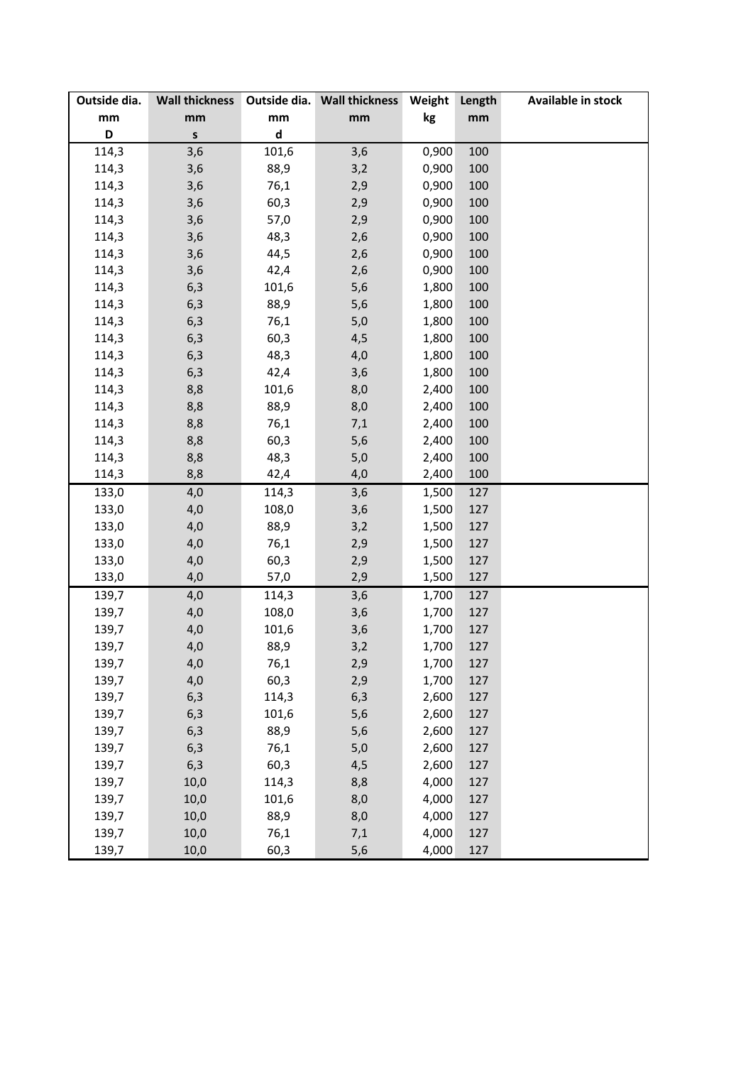| Outside dia. mm D | Wall thickness mm s | Outside dia. mm d | Wall thickness mm | Weight kg | Length mm | Available in stock |
|---|---|---|---|---|---|---|
| 114,3 | 3,6 | 101,6 | 3,6 | 0,900 | 100 | |
| 114,3 | 3,6 | 88,9 | 3,2 | 0,900 | 100 | |
| 114,3 | 3,6 | 76,1 | 2,9 | 0,900 | 100 | |
| 114,3 | 3,6 | 60,3 | 2,9 | 0,900 | 100 | |
| 114,3 | 3,6 | 57,0 | 2,9 | 0,900 | 100 | |
| 114,3 | 3,6 | 48,3 | 2,6 | 0,900 | 100 | |
| 114,3 | 3,6 | 44,5 | 2,6 | 0,900 | 100 | |
| 114,3 | 3,6 | 42,4 | 2,6 | 0,900 | 100 | |
| 114,3 | 6,3 | 101,6 | 5,6 | 1,800 | 100 | |
| 114,3 | 6,3 | 88,9 | 5,6 | 1,800 | 100 | |
| 114,3 | 6,3 | 76,1 | 5,0 | 1,800 | 100 | |
| 114,3 | 6,3 | 60,3 | 4,5 | 1,800 | 100 | |
| 114,3 | 6,3 | 48,3 | 4,0 | 1,800 | 100 | |
| 114,3 | 6,3 | 42,4 | 3,6 | 1,800 | 100 | |
| 114,3 | 8,8 | 101,6 | 8,0 | 2,400 | 100 | |
| 114,3 | 8,8 | 88,9 | 8,0 | 2,400 | 100 | |
| 114,3 | 8,8 | 76,1 | 7,1 | 2,400 | 100 | |
| 114,3 | 8,8 | 60,3 | 5,6 | 2,400 | 100 | |
| 114,3 | 8,8 | 48,3 | 5,0 | 2,400 | 100 | |
| 114,3 | 8,8 | 42,4 | 4,0 | 2,400 | 100 | |
| 133,0 | 4,0 | 114,3 | 3,6 | 1,500 | 127 | |
| 133,0 | 4,0 | 108,0 | 3,6 | 1,500 | 127 | |
| 133,0 | 4,0 | 88,9 | 3,2 | 1,500 | 127 | |
| 133,0 | 4,0 | 76,1 | 2,9 | 1,500 | 127 | |
| 133,0 | 4,0 | 60,3 | 2,9 | 1,500 | 127 | |
| 133,0 | 4,0 | 57,0 | 2,9 | 1,500 | 127 | |
| 139,7 | 4,0 | 114,3 | 3,6 | 1,700 | 127 | |
| 139,7 | 4,0 | 108,0 | 3,6 | 1,700 | 127 | |
| 139,7 | 4,0 | 101,6 | 3,6 | 1,700 | 127 | |
| 139,7 | 4,0 | 88,9 | 3,2 | 1,700 | 127 | |
| 139,7 | 4,0 | 76,1 | 2,9 | 1,700 | 127 | |
| 139,7 | 4,0 | 60,3 | 2,9 | 1,700 | 127 | |
| 139,7 | 6,3 | 114,3 | 6,3 | 2,600 | 127 | |
| 139,7 | 6,3 | 101,6 | 5,6 | 2,600 | 127 | |
| 139,7 | 6,3 | 88,9 | 5,6 | 2,600 | 127 | |
| 139,7 | 6,3 | 76,1 | 5,0 | 2,600 | 127 | |
| 139,7 | 6,3 | 60,3 | 4,5 | 2,600 | 127 | |
| 139,7 | 10,0 | 114,3 | 8,8 | 4,000 | 127 | |
| 139,7 | 10,0 | 101,6 | 8,0 | 4,000 | 127 | |
| 139,7 | 10,0 | 88,9 | 8,0 | 4,000 | 127 | |
| 139,7 | 10,0 | 76,1 | 7,1 | 4,000 | 127 | |
| 139,7 | 10,0 | 60,3 | 5,6 | 4,000 | 127 | |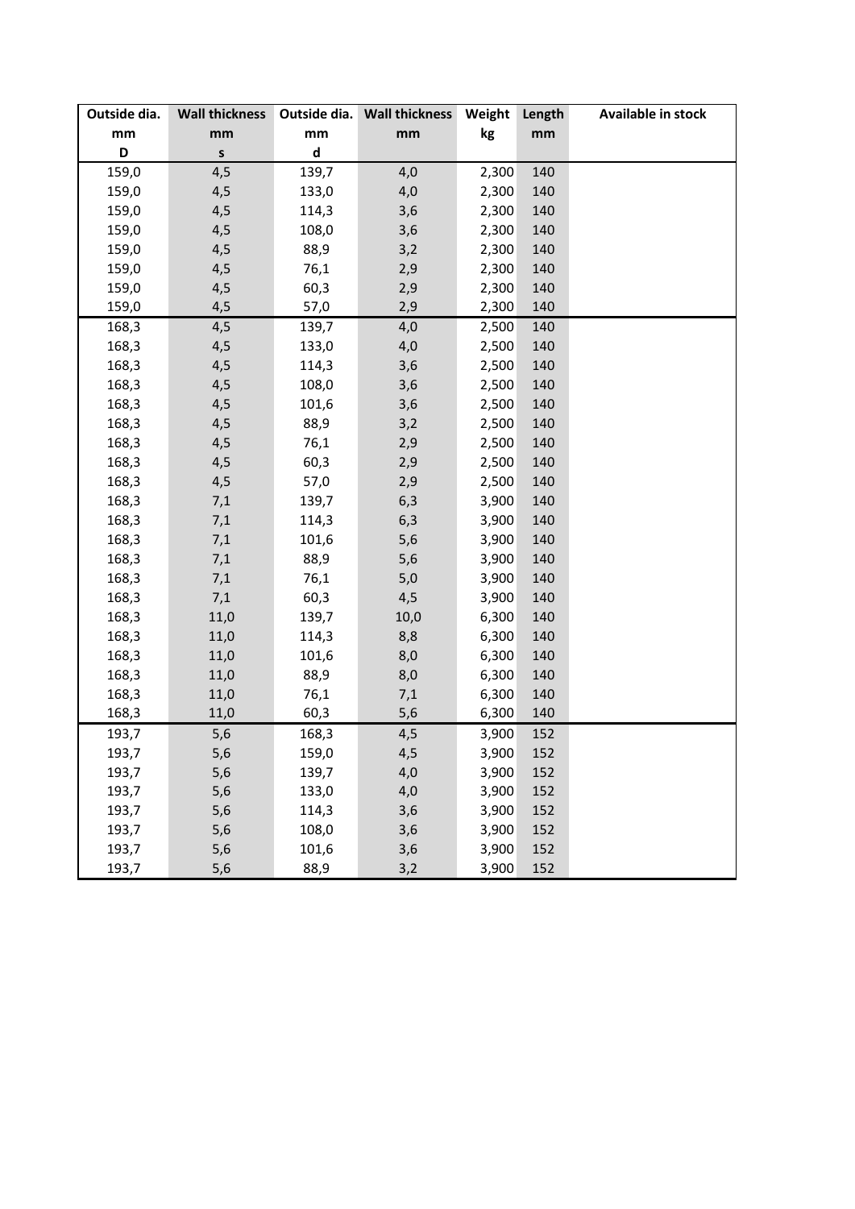| Outside dia. mm D | Wall thickness mm s | Outside dia. mm d | Wall thickness mm | Weight kg | Length mm | Available in stock |
|---|---|---|---|---|---|---|
| 159,0 | 4,5 | 139,7 | 4,0 | 2,300 | 140 | |
| 159,0 | 4,5 | 133,0 | 4,0 | 2,300 | 140 | |
| 159,0 | 4,5 | 114,3 | 3,6 | 2,300 | 140 | |
| 159,0 | 4,5 | 108,0 | 3,6 | 2,300 | 140 | |
| 159,0 | 4,5 | 88,9 | 3,2 | 2,300 | 140 | |
| 159,0 | 4,5 | 76,1 | 2,9 | 2,300 | 140 | |
| 159,0 | 4,5 | 60,3 | 2,9 | 2,300 | 140 | |
| 159,0 | 4,5 | 57,0 | 2,9 | 2,300 | 140 | |
| 168,3 | 4,5 | 139,7 | 4,0 | 2,500 | 140 | |
| 168,3 | 4,5 | 133,0 | 4,0 | 2,500 | 140 | |
| 168,3 | 4,5 | 114,3 | 3,6 | 2,500 | 140 | |
| 168,3 | 4,5 | 108,0 | 3,6 | 2,500 | 140 | |
| 168,3 | 4,5 | 101,6 | 3,6 | 2,500 | 140 | |
| 168,3 | 4,5 | 88,9 | 3,2 | 2,500 | 140 | |
| 168,3 | 4,5 | 76,1 | 2,9 | 2,500 | 140 | |
| 168,3 | 4,5 | 60,3 | 2,9 | 2,500 | 140 | |
| 168,3 | 4,5 | 57,0 | 2,9 | 2,500 | 140 | |
| 168,3 | 7,1 | 139,7 | 6,3 | 3,900 | 140 | |
| 168,3 | 7,1 | 114,3 | 6,3 | 3,900 | 140 | |
| 168,3 | 7,1 | 101,6 | 5,6 | 3,900 | 140 | |
| 168,3 | 7,1 | 88,9 | 5,6 | 3,900 | 140 | |
| 168,3 | 7,1 | 76,1 | 5,0 | 3,900 | 140 | |
| 168,3 | 7,1 | 60,3 | 4,5 | 3,900 | 140 | |
| 168,3 | 11,0 | 139,7 | 10,0 | 6,300 | 140 | |
| 168,3 | 11,0 | 114,3 | 8,8 | 6,300 | 140 | |
| 168,3 | 11,0 | 101,6 | 8,0 | 6,300 | 140 | |
| 168,3 | 11,0 | 88,9 | 8,0 | 6,300 | 140 | |
| 168,3 | 11,0 | 76,1 | 7,1 | 6,300 | 140 | |
| 168,3 | 11,0 | 60,3 | 5,6 | 6,300 | 140 | |
| 193,7 | 5,6 | 168,3 | 4,5 | 3,900 | 152 | |
| 193,7 | 5,6 | 159,0 | 4,5 | 3,900 | 152 | |
| 193,7 | 5,6 | 139,7 | 4,0 | 3,900 | 152 | |
| 193,7 | 5,6 | 133,0 | 4,0 | 3,900 | 152 | |
| 193,7 | 5,6 | 114,3 | 3,6 | 3,900 | 152 | |
| 193,7 | 5,6 | 108,0 | 3,6 | 3,900 | 152 | |
| 193,7 | 5,6 | 101,6 | 3,6 | 3,900 | 152 | |
| 193,7 | 5,6 | 88,9 | 3,2 | 3,900 | 152 | |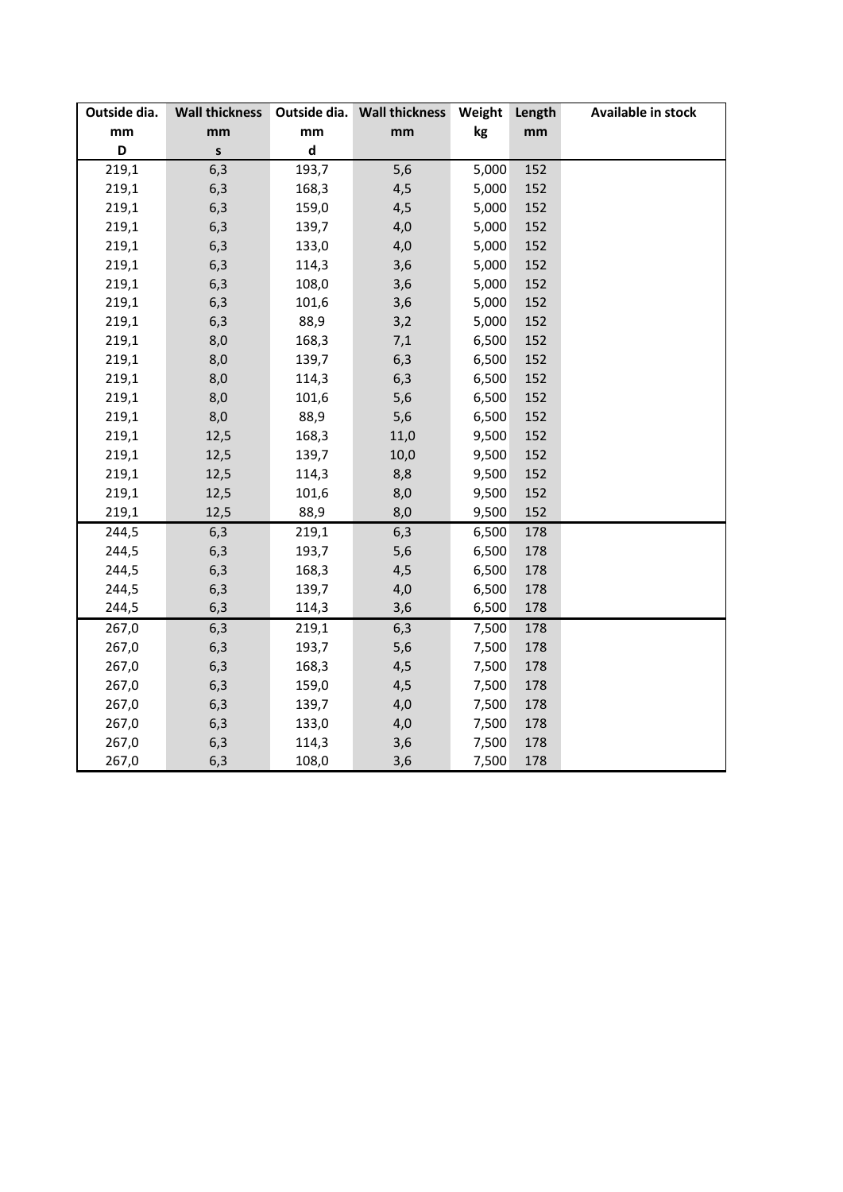| Outside dia. mm D | Wall thickness mm s | Outside dia. mm d | Wall thickness mm | Weight kg | Length mm | Available in stock |
|---|---|---|---|---|---|---|
| 219,1 | 6,3 | 193,7 | 5,6 | 5,000 | 152 | |
| 219,1 | 6,3 | 168,3 | 4,5 | 5,000 | 152 | |
| 219,1 | 6,3 | 159,0 | 4,5 | 5,000 | 152 | |
| 219,1 | 6,3 | 139,7 | 4,0 | 5,000 | 152 | |
| 219,1 | 6,3 | 133,0 | 4,0 | 5,000 | 152 | |
| 219,1 | 6,3 | 114,3 | 3,6 | 5,000 | 152 | |
| 219,1 | 6,3 | 108,0 | 3,6 | 5,000 | 152 | |
| 219,1 | 6,3 | 101,6 | 3,6 | 5,000 | 152 | |
| 219,1 | 6,3 | 88,9 | 3,2 | 5,000 | 152 | |
| 219,1 | 8,0 | 168,3 | 7,1 | 6,500 | 152 | |
| 219,1 | 8,0 | 139,7 | 6,3 | 6,500 | 152 | |
| 219,1 | 8,0 | 114,3 | 6,3 | 6,500 | 152 | |
| 219,1 | 8,0 | 101,6 | 5,6 | 6,500 | 152 | |
| 219,1 | 8,0 | 88,9 | 5,6 | 6,500 | 152 | |
| 219,1 | 12,5 | 168,3 | 11,0 | 9,500 | 152 | |
| 219,1 | 12,5 | 139,7 | 10,0 | 9,500 | 152 | |
| 219,1 | 12,5 | 114,3 | 8,8 | 9,500 | 152 | |
| 219,1 | 12,5 | 101,6 | 8,0 | 9,500 | 152 | |
| 219,1 | 12,5 | 88,9 | 8,0 | 9,500 | 152 | |
| 244,5 | 6,3 | 219,1 | 6,3 | 6,500 | 178 | |
| 244,5 | 6,3 | 193,7 | 5,6 | 6,500 | 178 | |
| 244,5 | 6,3 | 168,3 | 4,5 | 6,500 | 178 | |
| 244,5 | 6,3 | 139,7 | 4,0 | 6,500 | 178 | |
| 244,5 | 6,3 | 114,3 | 3,6 | 6,500 | 178 | |
| 267,0 | 6,3 | 219,1 | 6,3 | 7,500 | 178 | |
| 267,0 | 6,3 | 193,7 | 5,6 | 7,500 | 178 | |
| 267,0 | 6,3 | 168,3 | 4,5 | 7,500 | 178 | |
| 267,0 | 6,3 | 159,0 | 4,5 | 7,500 | 178 | |
| 267,0 | 6,3 | 139,7 | 4,0 | 7,500 | 178 | |
| 267,0 | 6,3 | 133,0 | 4,0 | 7,500 | 178 | |
| 267,0 | 6,3 | 114,3 | 3,6 | 7,500 | 178 | |
| 267,0 | 6,3 | 108,0 | 3,6 | 7,500 | 178 | |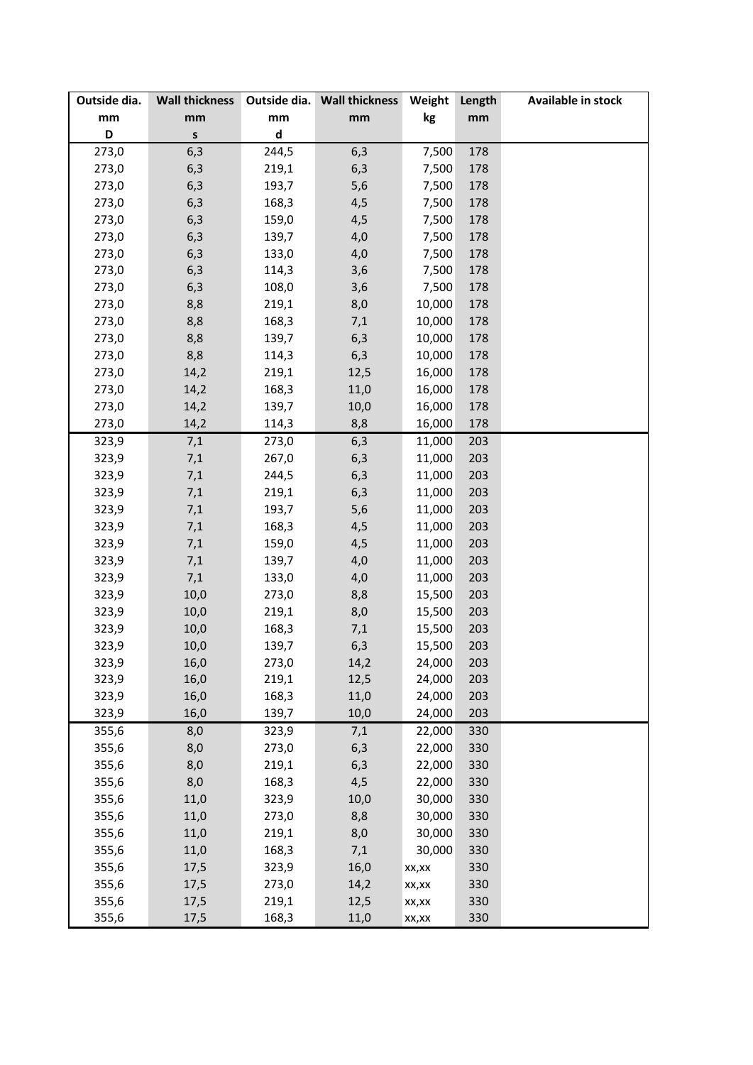| Outside dia. mm D | Wall thickness mm s | Outside dia. mm d | Wall thickness mm | Weight kg | Length mm | Available in stock |
|---|---|---|---|---|---|---|
| 273,0 | 6,3 | 244,5 | 6,3 | 7,500 | 178 | |
| 273,0 | 6,3 | 219,1 | 6,3 | 7,500 | 178 | |
| 273,0 | 6,3 | 193,7 | 5,6 | 7,500 | 178 | |
| 273,0 | 6,3 | 168,3 | 4,5 | 7,500 | 178 | |
| 273,0 | 6,3 | 159,0 | 4,5 | 7,500 | 178 | |
| 273,0 | 6,3 | 139,7 | 4,0 | 7,500 | 178 | |
| 273,0 | 6,3 | 133,0 | 4,0 | 7,500 | 178 | |
| 273,0 | 6,3 | 114,3 | 3,6 | 7,500 | 178 | |
| 273,0 | 6,3 | 108,0 | 3,6 | 7,500 | 178 | |
| 273,0 | 8,8 | 219,1 | 8,0 | 10,000 | 178 | |
| 273,0 | 8,8 | 168,3 | 7,1 | 10,000 | 178 | |
| 273,0 | 8,8 | 139,7 | 6,3 | 10,000 | 178 | |
| 273,0 | 8,8 | 114,3 | 6,3 | 10,000 | 178 | |
| 273,0 | 14,2 | 219,1 | 12,5 | 16,000 | 178 | |
| 273,0 | 14,2 | 168,3 | 11,0 | 16,000 | 178 | |
| 273,0 | 14,2 | 139,7 | 10,0 | 16,000 | 178 | |
| 273,0 | 14,2 | 114,3 | 8,8 | 16,000 | 178 | |
| 323,9 | 7,1 | 273,0 | 6,3 | 11,000 | 203 | |
| 323,9 | 7,1 | 267,0 | 6,3 | 11,000 | 203 | |
| 323,9 | 7,1 | 244,5 | 6,3 | 11,000 | 203 | |
| 323,9 | 7,1 | 219,1 | 6,3 | 11,000 | 203 | |
| 323,9 | 7,1 | 193,7 | 5,6 | 11,000 | 203 | |
| 323,9 | 7,1 | 168,3 | 4,5 | 11,000 | 203 | |
| 323,9 | 7,1 | 159,0 | 4,5 | 11,000 | 203 | |
| 323,9 | 7,1 | 139,7 | 4,0 | 11,000 | 203 | |
| 323,9 | 7,1 | 133,0 | 4,0 | 11,000 | 203 | |
| 323,9 | 10,0 | 273,0 | 8,8 | 15,500 | 203 | |
| 323,9 | 10,0 | 219,1 | 8,0 | 15,500 | 203 | |
| 323,9 | 10,0 | 168,3 | 7,1 | 15,500 | 203 | |
| 323,9 | 10,0 | 139,7 | 6,3 | 15,500 | 203 | |
| 323,9 | 16,0 | 273,0 | 14,2 | 24,000 | 203 | |
| 323,9 | 16,0 | 219,1 | 12,5 | 24,000 | 203 | |
| 323,9 | 16,0 | 168,3 | 11,0 | 24,000 | 203 | |
| 323,9 | 16,0 | 139,7 | 10,0 | 24,000 | 203 | |
| 355,6 | 8,0 | 323,9 | 7,1 | 22,000 | 330 | |
| 355,6 | 8,0 | 273,0 | 6,3 | 22,000 | 330 | |
| 355,6 | 8,0 | 219,1 | 6,3 | 22,000 | 330 | |
| 355,6 | 8,0 | 168,3 | 4,5 | 22,000 | 330 | |
| 355,6 | 11,0 | 323,9 | 10,0 | 30,000 | 330 | |
| 355,6 | 11,0 | 273,0 | 8,8 | 30,000 | 330 | |
| 355,6 | 11,0 | 219,1 | 8,0 | 30,000 | 330 | |
| 355,6 | 11,0 | 168,3 | 7,1 | 30,000 | 330 | |
| 355,6 | 17,5 | 323,9 | 16,0 | xx,xx | 330 | |
| 355,6 | 17,5 | 273,0 | 14,2 | xx,xx | 330 | |
| 355,6 | 17,5 | 219,1 | 12,5 | xx,xx | 330 | |
| 355,6 | 17,5 | 168,3 | 11,0 | xx,xx | 330 | |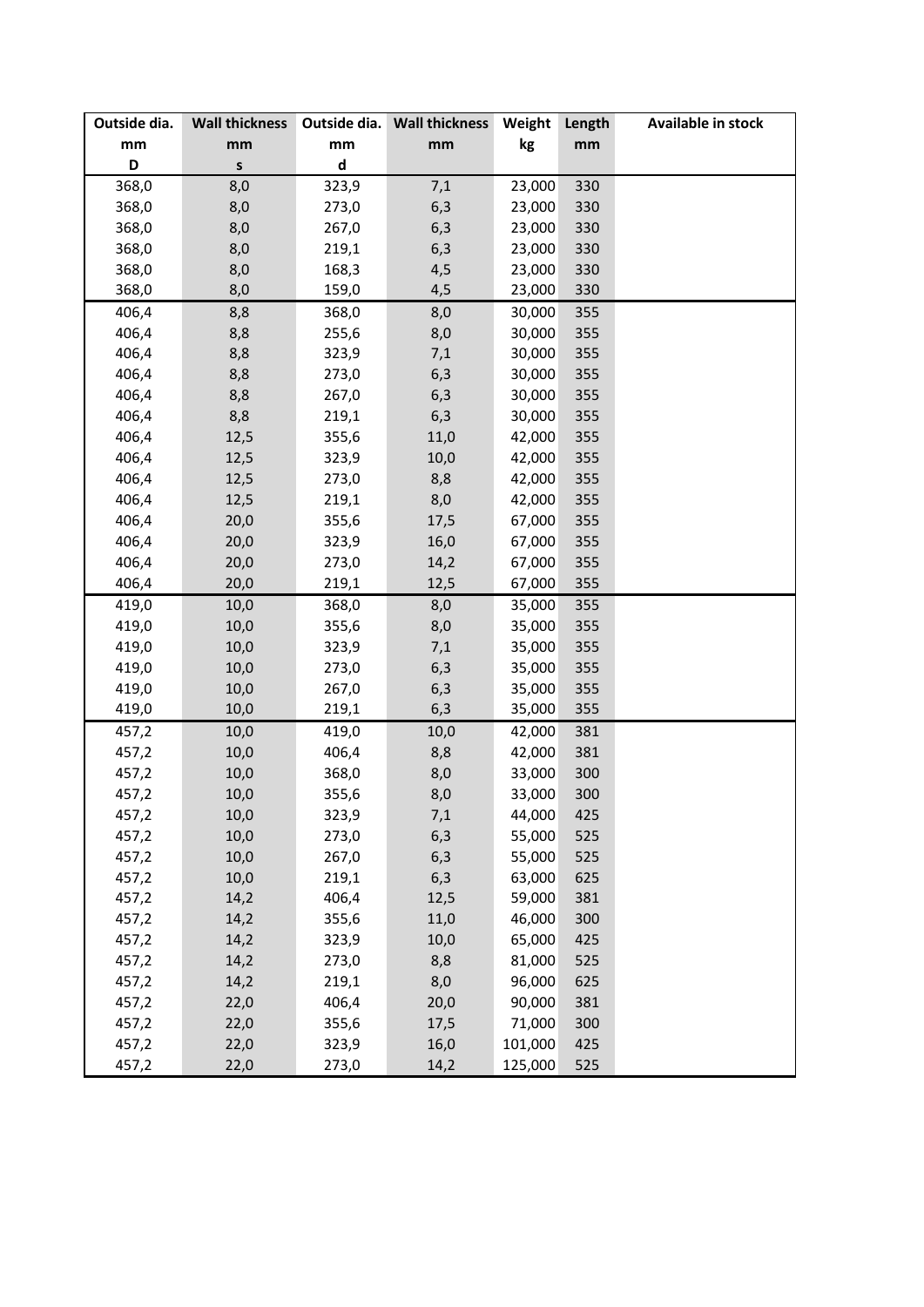| Outside dia. mm D | Wall thickness mm s | Outside dia. mm d | Wall thickness mm | Weight kg | Length mm | Available in stock |
|---|---|---|---|---|---|---|
| 368,0 | 8,0 | 323,9 | 7,1 | 23,000 | 330 | |
| 368,0 | 8,0 | 273,0 | 6,3 | 23,000 | 330 | |
| 368,0 | 8,0 | 267,0 | 6,3 | 23,000 | 330 | |
| 368,0 | 8,0 | 219,1 | 6,3 | 23,000 | 330 | |
| 368,0 | 8,0 | 168,3 | 4,5 | 23,000 | 330 | |
| 368,0 | 8,0 | 159,0 | 4,5 | 23,000 | 330 | |
| 406,4 | 8,8 | 368,0 | 8,0 | 30,000 | 355 | |
| 406,4 | 8,8 | 255,6 | 8,0 | 30,000 | 355 | |
| 406,4 | 8,8 | 323,9 | 7,1 | 30,000 | 355 | |
| 406,4 | 8,8 | 273,0 | 6,3 | 30,000 | 355 | |
| 406,4 | 8,8 | 267,0 | 6,3 | 30,000 | 355 | |
| 406,4 | 8,8 | 219,1 | 6,3 | 30,000 | 355 | |
| 406,4 | 12,5 | 355,6 | 11,0 | 42,000 | 355 | |
| 406,4 | 12,5 | 323,9 | 10,0 | 42,000 | 355 | |
| 406,4 | 12,5 | 273,0 | 8,8 | 42,000 | 355 | |
| 406,4 | 12,5 | 219,1 | 8,0 | 42,000 | 355 | |
| 406,4 | 20,0 | 355,6 | 17,5 | 67,000 | 355 | |
| 406,4 | 20,0 | 323,9 | 16,0 | 67,000 | 355 | |
| 406,4 | 20,0 | 273,0 | 14,2 | 67,000 | 355 | |
| 406,4 | 20,0 | 219,1 | 12,5 | 67,000 | 355 | |
| 419,0 | 10,0 | 368,0 | 8,0 | 35,000 | 355 | |
| 419,0 | 10,0 | 355,6 | 8,0 | 35,000 | 355 | |
| 419,0 | 10,0 | 323,9 | 7,1 | 35,000 | 355 | |
| 419,0 | 10,0 | 273,0 | 6,3 | 35,000 | 355 | |
| 419,0 | 10,0 | 267,0 | 6,3 | 35,000 | 355 | |
| 419,0 | 10,0 | 219,1 | 6,3 | 35,000 | 355 | |
| 457,2 | 10,0 | 419,0 | 10,0 | 42,000 | 381 | |
| 457,2 | 10,0 | 406,4 | 8,8 | 42,000 | 381 | |
| 457,2 | 10,0 | 368,0 | 8,0 | 33,000 | 300 | |
| 457,2 | 10,0 | 355,6 | 8,0 | 33,000 | 300 | |
| 457,2 | 10,0 | 323,9 | 7,1 | 44,000 | 425 | |
| 457,2 | 10,0 | 273,0 | 6,3 | 55,000 | 525 | |
| 457,2 | 10,0 | 267,0 | 6,3 | 55,000 | 525 | |
| 457,2 | 10,0 | 219,1 | 6,3 | 63,000 | 625 | |
| 457,2 | 14,2 | 406,4 | 12,5 | 59,000 | 381 | |
| 457,2 | 14,2 | 355,6 | 11,0 | 46,000 | 300 | |
| 457,2 | 14,2 | 323,9 | 10,0 | 65,000 | 425 | |
| 457,2 | 14,2 | 273,0 | 8,8 | 81,000 | 525 | |
| 457,2 | 14,2 | 219,1 | 8,0 | 96,000 | 625 | |
| 457,2 | 22,0 | 406,4 | 20,0 | 90,000 | 381 | |
| 457,2 | 22,0 | 355,6 | 17,5 | 71,000 | 300 | |
| 457,2 | 22,0 | 323,9 | 16,0 | 101,000 | 425 | |
| 457,2 | 22,0 | 273,0 | 14,2 | 125,000 | 525 | |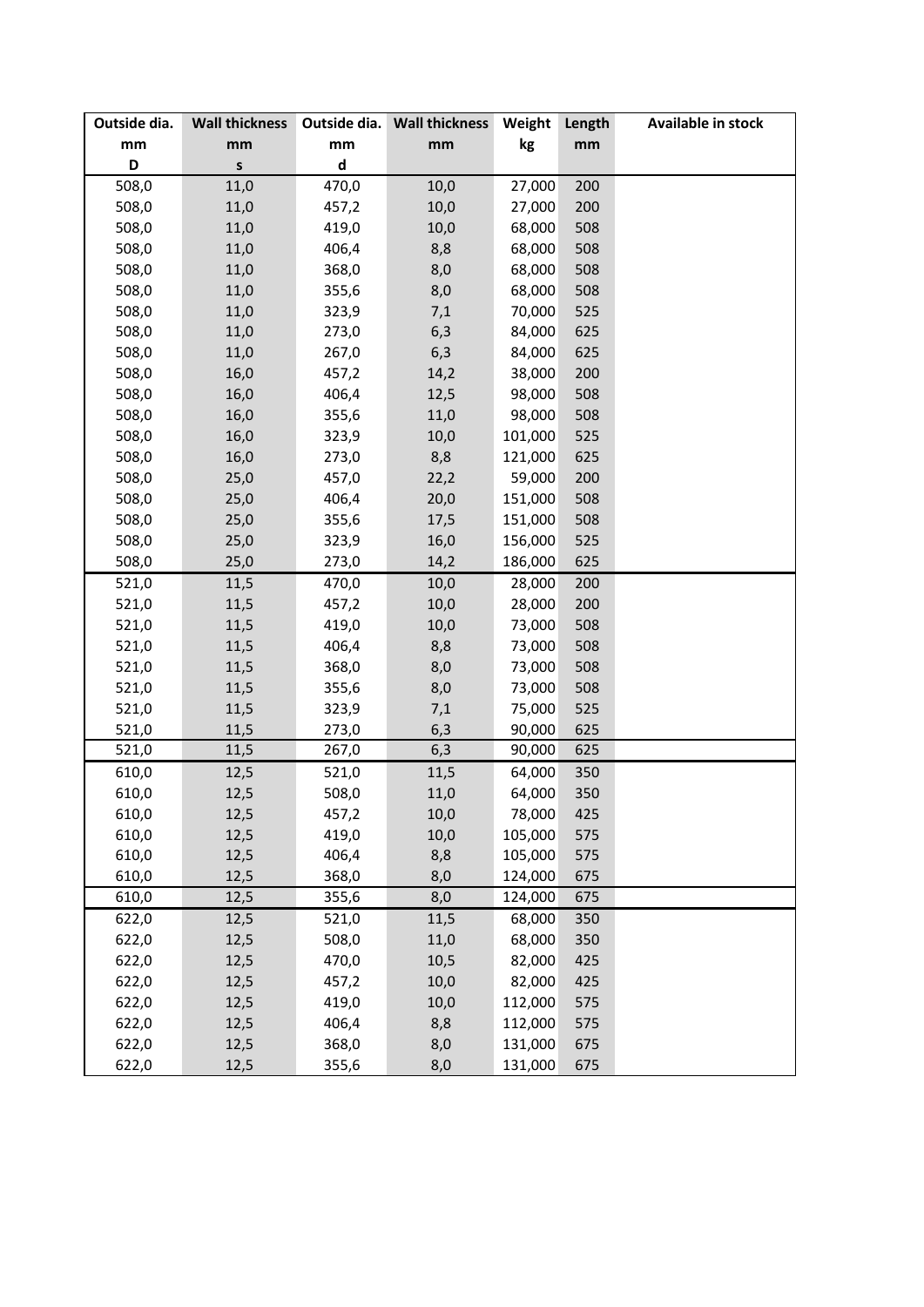| Outside dia. mm D | Wall thickness mm s | Outside dia. mm d | Wall thickness mm | Weight kg | Length mm | Available in stock |
|---|---|---|---|---|---|---|
| 508,0 | 11,0 | 470,0 | 10,0 | 27,000 | 200 | |
| 508,0 | 11,0 | 457,2 | 10,0 | 27,000 | 200 | |
| 508,0 | 11,0 | 419,0 | 10,0 | 68,000 | 508 | |
| 508,0 | 11,0 | 406,4 | 8,8 | 68,000 | 508 | |
| 508,0 | 11,0 | 368,0 | 8,0 | 68,000 | 508 | |
| 508,0 | 11,0 | 355,6 | 8,0 | 68,000 | 508 | |
| 508,0 | 11,0 | 323,9 | 7,1 | 70,000 | 525 | |
| 508,0 | 11,0 | 273,0 | 6,3 | 84,000 | 625 | |
| 508,0 | 11,0 | 267,0 | 6,3 | 84,000 | 625 | |
| 508,0 | 16,0 | 457,2 | 14,2 | 38,000 | 200 | |
| 508,0 | 16,0 | 406,4 | 12,5 | 98,000 | 508 | |
| 508,0 | 16,0 | 355,6 | 11,0 | 98,000 | 508 | |
| 508,0 | 16,0 | 323,9 | 10,0 | 101,000 | 525 | |
| 508,0 | 16,0 | 273,0 | 8,8 | 121,000 | 625 | |
| 508,0 | 25,0 | 457,0 | 22,2 | 59,000 | 200 | |
| 508,0 | 25,0 | 406,4 | 20,0 | 151,000 | 508 | |
| 508,0 | 25,0 | 355,6 | 17,5 | 151,000 | 508 | |
| 508,0 | 25,0 | 323,9 | 16,0 | 156,000 | 525 | |
| 508,0 | 25,0 | 273,0 | 14,2 | 186,000 | 625 | |
| 521,0 | 11,5 | 470,0 | 10,0 | 28,000 | 200 | |
| 521,0 | 11,5 | 457,2 | 10,0 | 28,000 | 200 | |
| 521,0 | 11,5 | 419,0 | 10,0 | 73,000 | 508 | |
| 521,0 | 11,5 | 406,4 | 8,8 | 73,000 | 508 | |
| 521,0 | 11,5 | 368,0 | 8,0 | 73,000 | 508 | |
| 521,0 | 11,5 | 355,6 | 8,0 | 73,000 | 508 | |
| 521,0 | 11,5 | 323,9 | 7,1 | 75,000 | 525 | |
| 521,0 | 11,5 | 273,0 | 6,3 | 90,000 | 625 | |
| 521,0 | 11,5 | 267,0 | 6,3 | 90,000 | 625 | |
| 610,0 | 12,5 | 521,0 | 11,5 | 64,000 | 350 | |
| 610,0 | 12,5 | 508,0 | 11,0 | 64,000 | 350 | |
| 610,0 | 12,5 | 457,2 | 10,0 | 78,000 | 425 | |
| 610,0 | 12,5 | 419,0 | 10,0 | 105,000 | 575 | |
| 610,0 | 12,5 | 406,4 | 8,8 | 105,000 | 575 | |
| 610,0 | 12,5 | 368,0 | 8,0 | 124,000 | 675 | |
| 610,0 | 12,5 | 355,6 | 8,0 | 124,000 | 675 | |
| 622,0 | 12,5 | 521,0 | 11,5 | 68,000 | 350 | |
| 622,0 | 12,5 | 508,0 | 11,0 | 68,000 | 350 | |
| 622,0 | 12,5 | 470,0 | 10,5 | 82,000 | 425 | |
| 622,0 | 12,5 | 457,2 | 10,0 | 82,000 | 425 | |
| 622,0 | 12,5 | 419,0 | 10,0 | 112,000 | 575 | |
| 622,0 | 12,5 | 406,4 | 8,8 | 112,000 | 575 | |
| 622,0 | 12,5 | 368,0 | 8,0 | 131,000 | 675 | |
| 622,0 | 12,5 | 355,6 | 8,0 | 131,000 | 675 | |